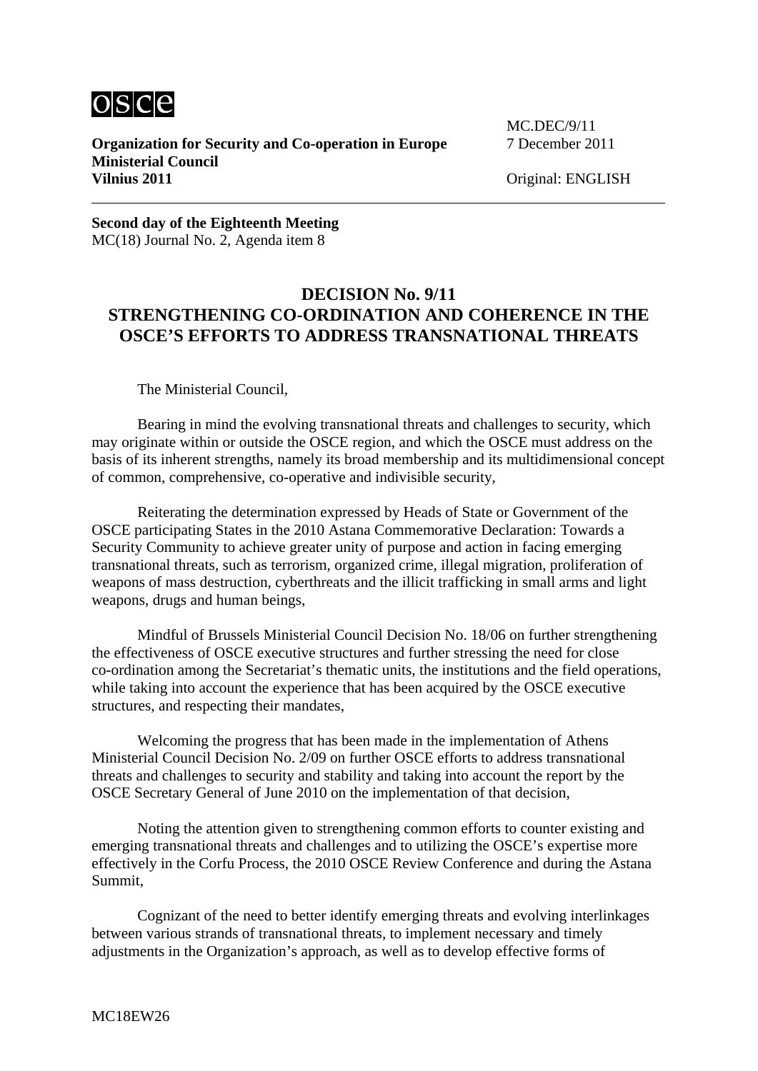**Organization for Security and Co-operation in Europe**
**Ministerial Council**
**Vilnius 2011**

MC.DEC/9/11
7 December 2011

Original: ENGLISH

---

**Second day of the Eighteenth Meeting**
MC(18) Journal No. 2, Agenda item 8

## DECISION No. 9/11
## STRENGTHENING CO-ORDINATION AND COHERENCE IN THE OSCE'S EFFORTS TO ADDRESS TRANSNATIONAL THREATS

The Ministerial Council,

Bearing in mind the evolving transnational threats and challenges to security, which may originate within or outside the OSCE region, and which the OSCE must address on the basis of its inherent strengths, namely its broad membership and its multidimensional concept of common, comprehensive, co-operative and indivisible security,

Reiterating the determination expressed by Heads of State or Government of the OSCE participating States in the 2010 Astana Commemorative Declaration: Towards a Security Community to achieve greater unity of purpose and action in facing emerging transnational threats, such as terrorism, organized crime, illegal migration, proliferation of weapons of mass destruction, cyberthreats and the illicit trafficking in small arms and light weapons, drugs and human beings,

Mindful of Brussels Ministerial Council Decision No. 18/06 on further strengthening the effectiveness of OSCE executive structures and further stressing the need for close co-ordination among the Secretariat's thematic units, the institutions and the field operations, while taking into account the experience that has been acquired by the OSCE executive structures, and respecting their mandates,

Welcoming the progress that has been made in the implementation of Athens Ministerial Council Decision No. 2/09 on further OSCE efforts to address transnational threats and challenges to security and stability and taking into account the report by the OSCE Secretary General of June 2010 on the implementation of that decision,

Noting the attention given to strengthening common efforts to counter existing and emerging transnational threats and challenges and to utilizing the OSCE's expertise more effectively in the Corfu Process, the 2010 OSCE Review Conference and during the Astana Summit,

Cognizant of the need to better identify emerging threats and evolving interlinkages between various strands of transnational threats, to implement necessary and timely adjustments in the Organization's approach, as well as to develop effective forms of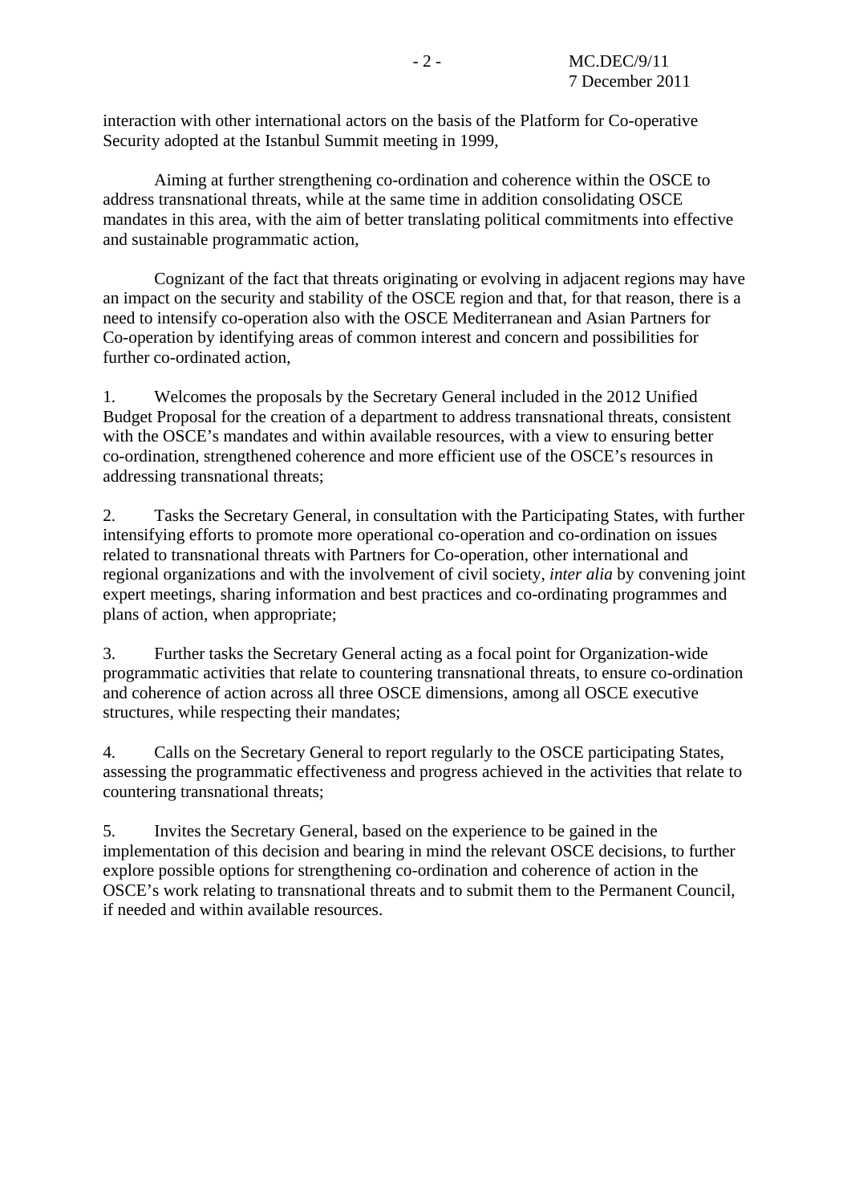interaction with other international actors on the basis of the Platform for Co-operative Security adopted at the Istanbul Summit meeting in 1999,

Aiming at further strengthening co-ordination and coherence within the OSCE to address transnational threats, while at the same time in addition consolidating OSCE mandates in this area, with the aim of better translating political commitments into effective and sustainable programmatic action,

Cognizant of the fact that threats originating or evolving in adjacent regions may have an impact on the security and stability of the OSCE region and that, for that reason, there is a need to intensify co-operation also with the OSCE Mediterranean and Asian Partners for Co-operation by identifying areas of common interest and concern and possibilities for further co-ordinated action,

1. Welcomes the proposals by the Secretary General included in the 2012 Unified Budget Proposal for the creation of a department to address transnational threats, consistent with the OSCE's mandates and within available resources, with a view to ensuring better co-ordination, strengthened coherence and more efficient use of the OSCE's resources in addressing transnational threats;

2. Tasks the Secretary General, in consultation with the Participating States, with further intensifying efforts to promote more operational co-operation and co-ordination on issues related to transnational threats with Partners for Co-operation, other international and regional organizations and with the involvement of civil society, *inter alia* by convening joint expert meetings, sharing information and best practices and co-ordinating programmes and plans of action, when appropriate;

3. Further tasks the Secretary General acting as a focal point for Organization-wide programmatic activities that relate to countering transnational threats, to ensure co-ordination and coherence of action across all three OSCE dimensions, among all OSCE executive structures, while respecting their mandates;

4. Calls on the Secretary General to report regularly to the OSCE participating States, assessing the programmatic effectiveness and progress achieved in the activities that relate to countering transnational threats;

5. Invites the Secretary General, based on the experience to be gained in the implementation of this decision and bearing in mind the relevant OSCE decisions, to further explore possible options for strengthening co-ordination and coherence of action in the OSCE's work relating to transnational threats and to submit them to the Permanent Council, if needed and within available resources.